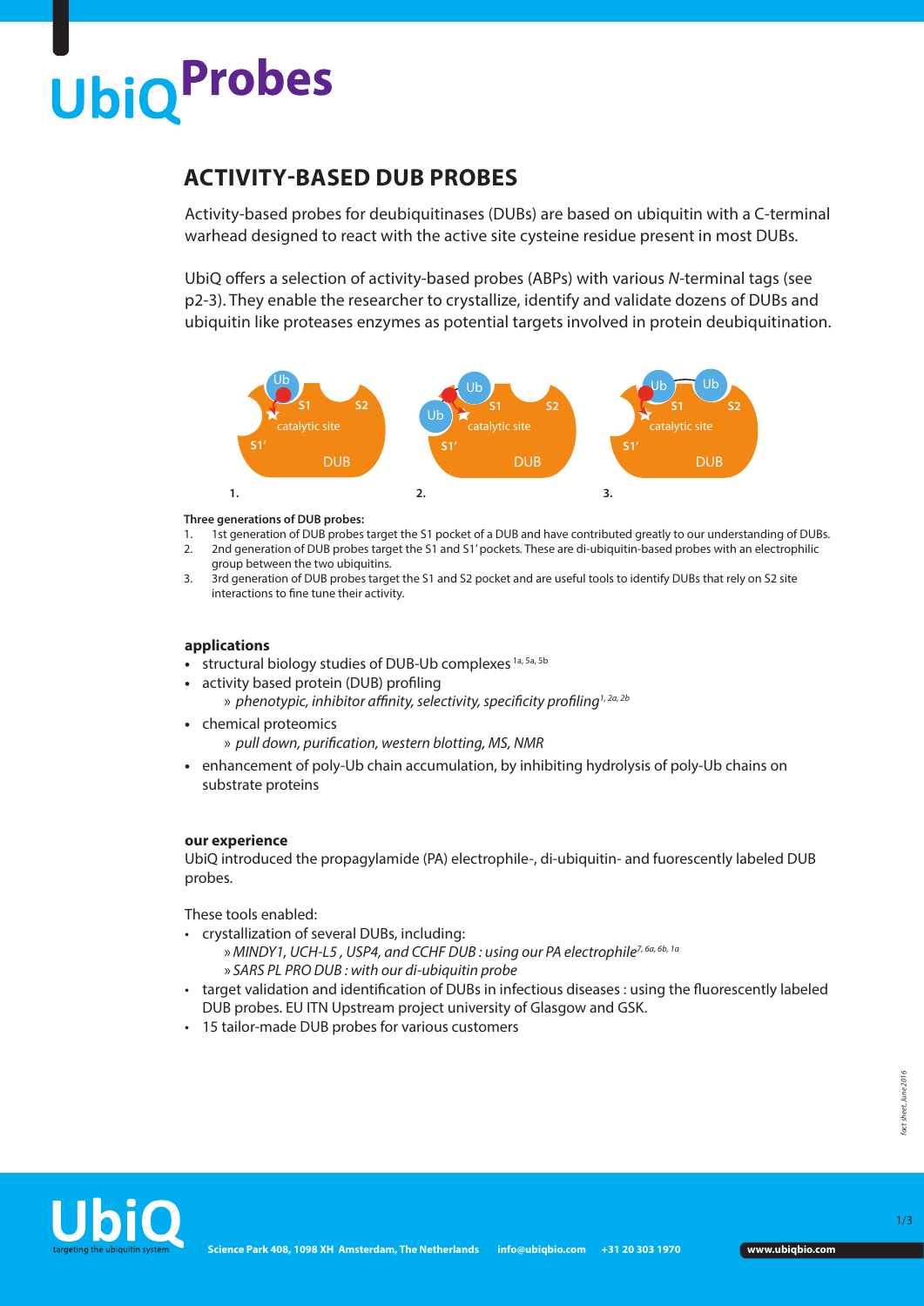# UbiQ Probes

## ACTIVITY-BASED DUB PROBES

Activity-based probes for deubiquitinases (DUBs) are based on ubiquitin with a C-terminal warhead designed to react with the active site cysteine residue present in most DUBs.

UbiQ offers a selection of activity-based probes (ABPs) with various *N*-terminal tags (see p2-3). They enable the researcher to crystallize, identify and validate dozens of DUBs and ubiquitin like proteases enzymes as potential targets involved in protein deubiquitination.

**Three generations of DUB probes:**

1. 1st generation of DUB probes target the S1 pocket of a DUB and have contributed greatly to our understanding of DUBs.
2. 2nd generation of DUB probes target the S1 and S1' pockets. These are di-ubiquitin-based probes with an electrophilic group between the two ubiquitins.
3. 3rd generation of DUB probes target the S1 and S2 pocket and are useful tools to identify DUBs that rely on S2 site interactions to fine tune their activity.

### applications

- structural biology studies of DUB-Ub complexes [1a, 5a, 5b]
- activity based protein (DUB) profiling
  - » *phenotypic, inhibitor affinity, selectivity, specificity profiling*[1, 2a, 2b]
- chemical proteomics
  - » *pull down, purification, western blotting, MS, NMR*
- enhancement of poly-Ub chain accumulation, by inhibiting hydrolysis of poly-Ub chains on substrate proteins

### our experience

UbiQ introduced the propagylamide (PA) electrophile-, di-ubiquitin- and fuorescently labeled DUB probes.

These tools enabled:

- crystallization of several DUBs, including:
  - » *MINDY1, UCH-L5 , USP4, and CCHF DUB : using our PA electrophile*[7, 6a, 6b, 1a]
  - » *SARS PL PRO DUB : with our di-ubiquitin probe*
- target validation and identification of DUBs in infectious diseases : using the fluorescently labeled DUB probes. EU ITN Upstream project university of Glasgow and GSK.
- 15 tailor-made DUB probes for various customers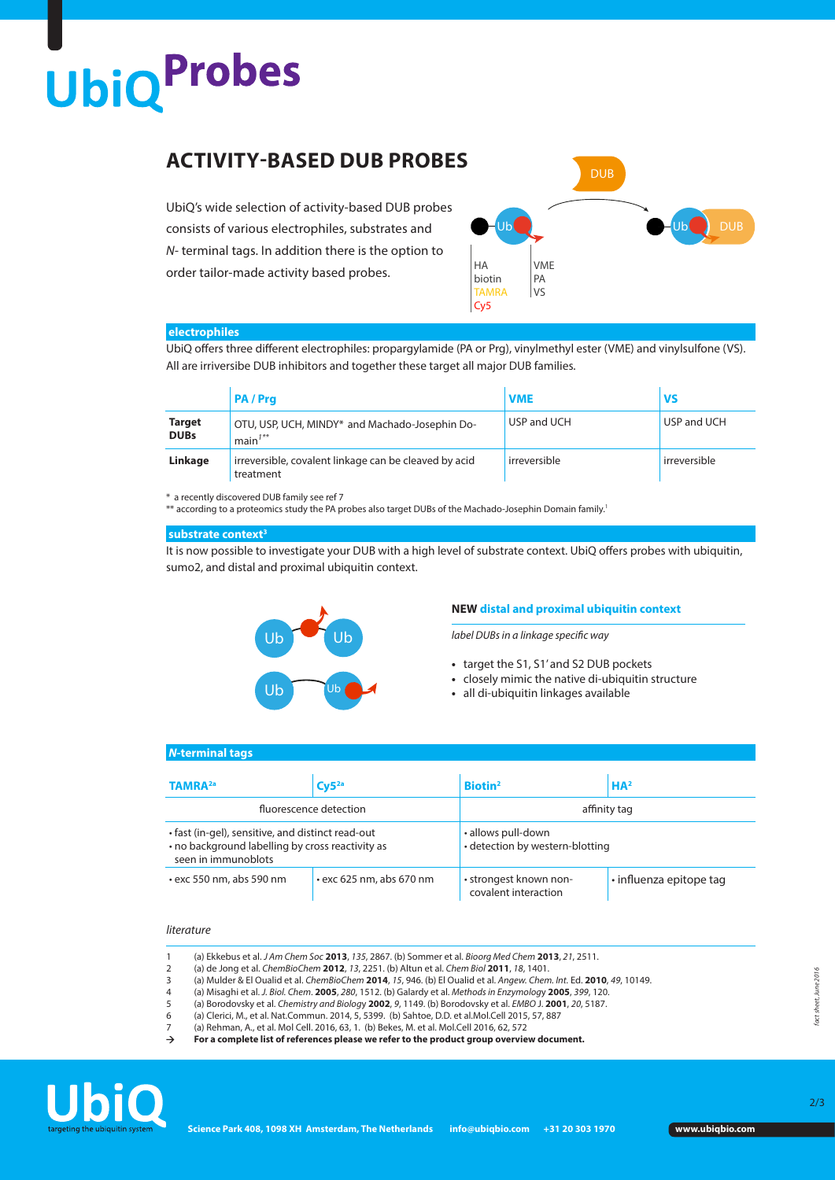# UbiQ Probes

## ACTIVITY-BASED DUB PROBES

UbiQ's wide selection of activity-based DUB probes consists of various electrophiles, substrates and *N*- terminal tags. In addition there is the option to order tailor-made activity based probes.

HA
biotin
TAMRA
Cy5

VME
PA
VS

### electrophiles

UbiQ offers three different electrophiles: propargylamide (PA or Prg), vinylmethyl ester (VME) and vinylsulfone (VS). All are irreversibe DUB inhibitors and together these target all major DUB families.

| | PA / Prg | VME | VS |
|---|---|---|---|
| **Target DUBs** | OTU, USP, UCH, MINDY* and Machado-Josephin Domain[1**] | USP and UCH | USP and UCH |
| **Linkage** | irreversible, covalent linkage can be cleaved by acid treatment | irreversible | irreversible |

\* a recently discovered DUB family see ref 7
\*\* according to a proteomics study the PA probes also target DUBs of the Machado-Josephin Domain family.[1]

### substrate context[3]

It is now possible to investigate your DUB with a high level of substrate context. UbiQ offers probes with ubiquitin, sumo2, and distal and proximal ubiquitin context.

**NEW distal and proximal ubiquitin context**

*label DUBs in a linkage specific way*

- target the S1, S1' and S2 DUB pockets
- closely mimic the native di-ubiquitin structure
- all di-ubiquitin linkages available

### *N*-terminal tags

| TAMRA[2a] | Cy5[2a] | Biotin[2] | HA[2] |
|---|---|---|---|
| fluorescence detection | | affinity tag | |
| • fast (in-gel), sensitive, and distinct read-out<br>• no background labelling by cross reactivity as seen in immunoblots | | • allows pull-down<br>• detection by western-blotting | |
| • exc 550 nm, abs 590 nm | • exc 625 nm, abs 670 nm | • strongest known non-covalent interaction | • influenza epitope tag |

*literature*

1. (a) Ekkebus et al. *J Am Chem Soc* **2013**, *135*, 2867. (b) Sommer et al. *Bioorg Med Chem* **2013**, *21*, 2511.
2. (a) de Jong et al. *ChemBioChem* **2012**, *13*, 2251. (b) Altun et al. *Chem Biol* **2011**, *18*, 1401.
3. (a) Mulder & El Oualid et al. *ChemBioChem* **2014**, *15*, 946. (b) El Oualid et al. *Angew. Chem. Int.* Ed. **2010**, *49*, 10149.
4. (a) Misaghi et al. *J. Biol. Chem.* **2005**, *280*, 1512. (b) Galardy et al. *Methods in Enzymology* **2005**, *399*, 120.
5. (a) Borodovsky et al. *Chemistry and Biology* **2002**, *9*, 1149. (b) Borodovsky et al. *EMBO J.* **2001**, *20*, 5187.
6. (a) Clerici, M., et al. Nat.Commun. 2014, 5, 5399. (b) Sahtoe, D.D. et al.Mol.Cell 2015, 57, 887
7. (a) Rehman, A., et al. Mol Cell. 2016, 63, 1. (b) Bekes, M. et al. Mol.Cell 2016, 62, 572

→ **For a complete list of references please we refer to the product group overview document.**

*fact sheet, June 2016*

UbiQ targeting the ubiquitin system

**Science Park 408, 1098 XH Amsterdam, The Netherlands info@ubiqbio.com +31 20 303 1970 www.ubiqbio.com**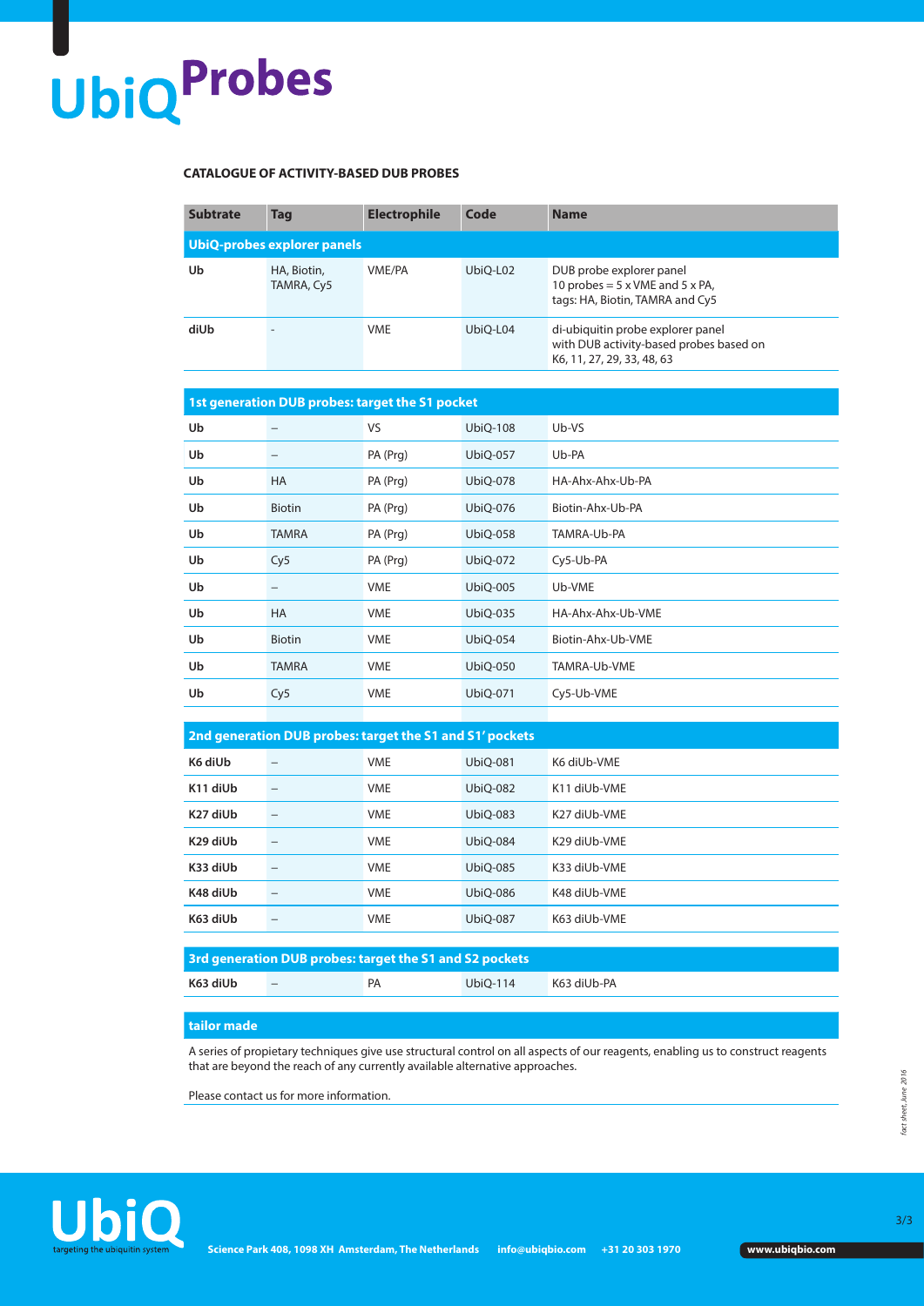# UbiQ Probes

**CATALOGUE OF ACTIVITY-BASED DUB PROBES**

| Subtrate | Tag | Electrophile | Code | Name |
|---|---|---|---|---|
| **UbiQ-probes explorer panels** | | | | |
| Ub | HA, Biotin, TAMRA, Cy5 | VME/PA | UbiQ-L02 | DUB probe explorer panel 10 probes = 5 x VME and 5 x PA, tags: HA, Biotin, TAMRA and Cy5 |
| diUb | - | VME | UbiQ-L04 | di-ubiquitin probe explorer panel with DUB activity-based probes based on K6, 11, 27, 29, 33, 48, 63 |
| **1st generation DUB probes: target the S1 pocket** | | | | |
| Ub | – | VS | UbiQ-108 | Ub-VS |
| Ub | – | PA (Prg) | UbiQ-057 | Ub-PA |
| Ub | HA | PA (Prg) | UbiQ-078 | HA-Ahx-Ahx-Ub-PA |
| Ub | Biotin | PA (Prg) | UbiQ-076 | Biotin-Ahx-Ub-PA |
| Ub | TAMRA | PA (Prg) | UbiQ-058 | TAMRA-Ub-PA |
| Ub | Cy5 | PA (Prg) | UbiQ-072 | Cy5-Ub-PA |
| Ub | – | VME | UbiQ-005 | Ub-VME |
| Ub | HA | VME | UbiQ-035 | HA-Ahx-Ahx-Ub-VME |
| Ub | Biotin | VME | UbiQ-054 | Biotin-Ahx-Ub-VME |
| Ub | TAMRA | VME | UbiQ-050 | TAMRA-Ub-VME |
| Ub | Cy5 | VME | UbiQ-071 | Cy5-Ub-VME |
| **2nd generation DUB probes: target the S1 and S1' pockets** | | | | |
| K6 diUb | – | VME | UbiQ-081 | K6 diUb-VME |
| K11 diUb | – | VME | UbiQ-082 | K11 diUb-VME |
| K27 diUb | – | VME | UbiQ-083 | K27 diUb-VME |
| K29 diUb | – | VME | UbiQ-084 | K29 diUb-VME |
| K33 diUb | – | VME | UbiQ-085 | K33 diUb-VME |
| K48 diUb | – | VME | UbiQ-086 | K48 diUb-VME |
| K63 diUb | – | VME | UbiQ-087 | K63 diUb-VME |
| **3rd generation DUB probes: target the S1 and S2 pockets** | | | | |
| K63 diUb | – | PA | UbiQ-114 | K63 diUb-PA |

## tailor made

A series of propietary techniques give use structural control on all aspects of our reagents, enabling us to construct reagents that are beyond the reach of any currently available alternative approaches.

Please contact us for more information.

UbiQ targeting the ubiquitin system

Science Park 408, 1098 XH Amsterdam, The Netherlands info@ubiqbio.com +31 20 303 1970 www.ubiqbio.com

fact sheet, June 2016